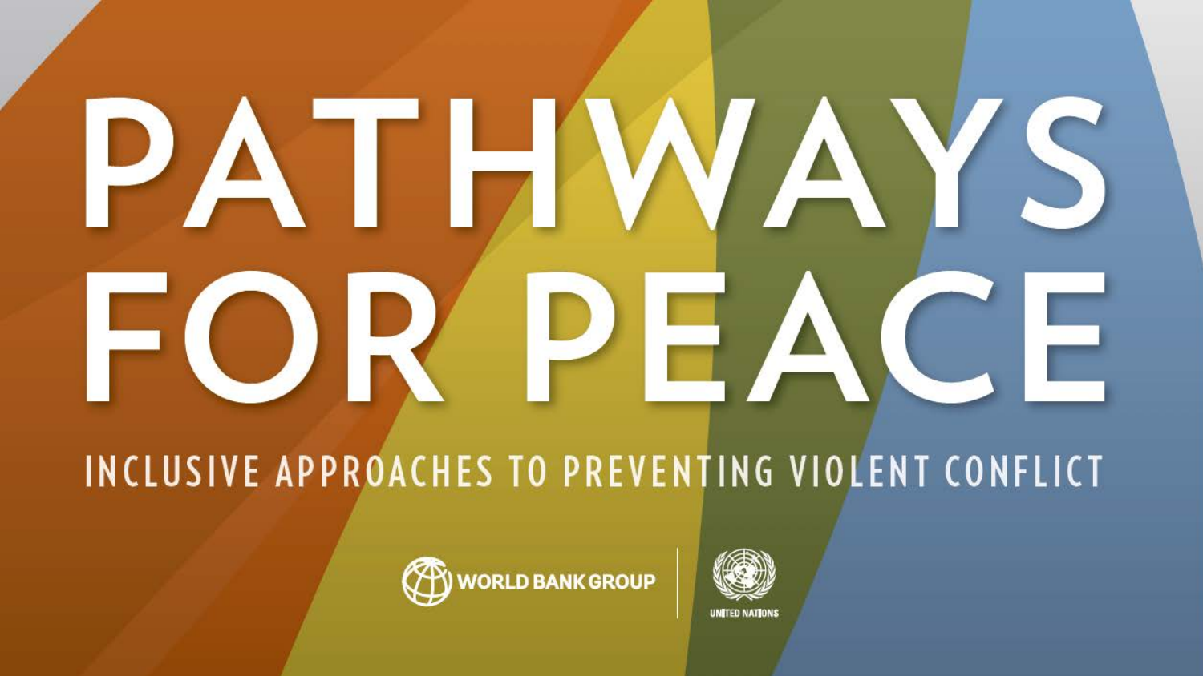# PATHWAYS FOR PEACE

## INCLUSIVE APPROACHES TO PREVENTING VIOLENT CONFLICT

WORLD BANK GROUP | UNITED NATIONS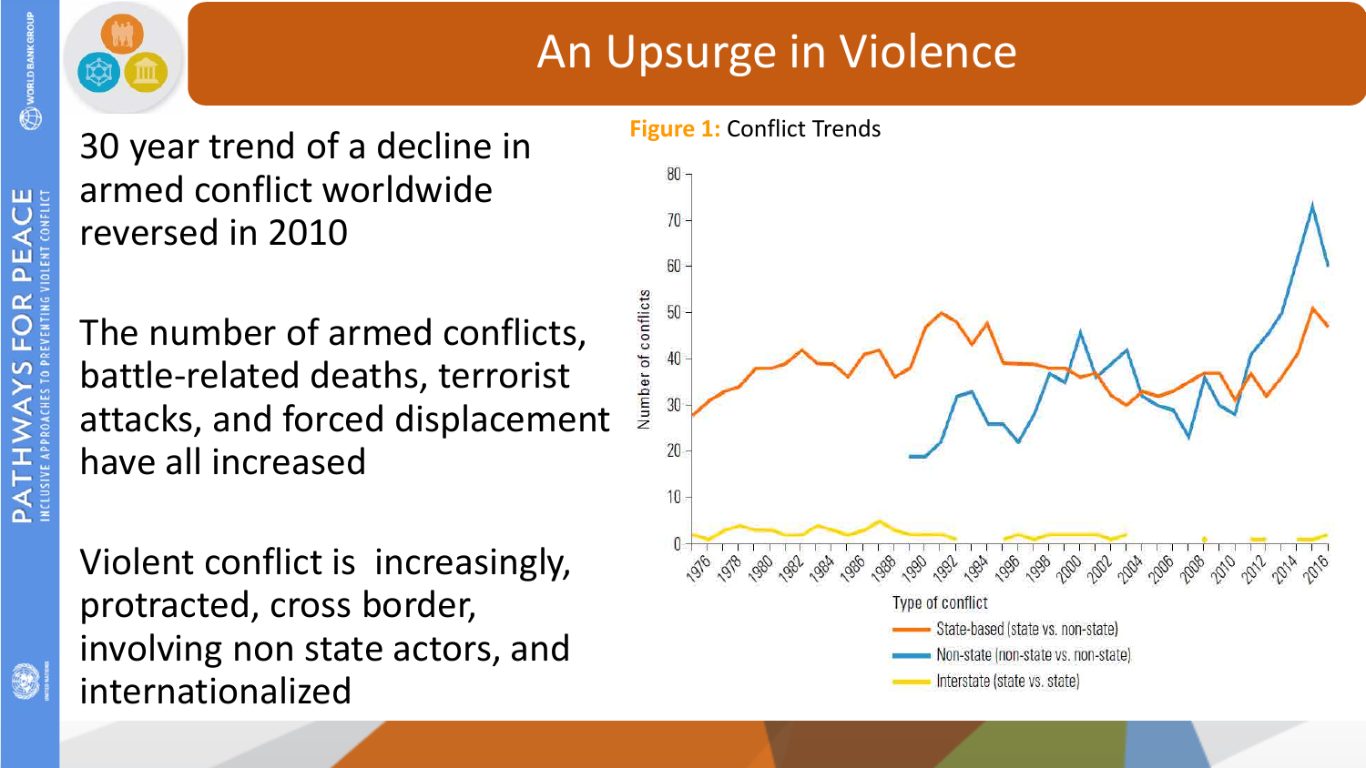# An Upsurge in Violence

30 year trend of a decline in armed conflict worldwide reversed in 2010

The number of armed conflicts, battle-related deaths, terrorist attacks, and forced displacement have all increased

Violent conflict is increasingly, protracted, cross border, involving non state actors, and internationalized

**Figure 1:** Conflict Trends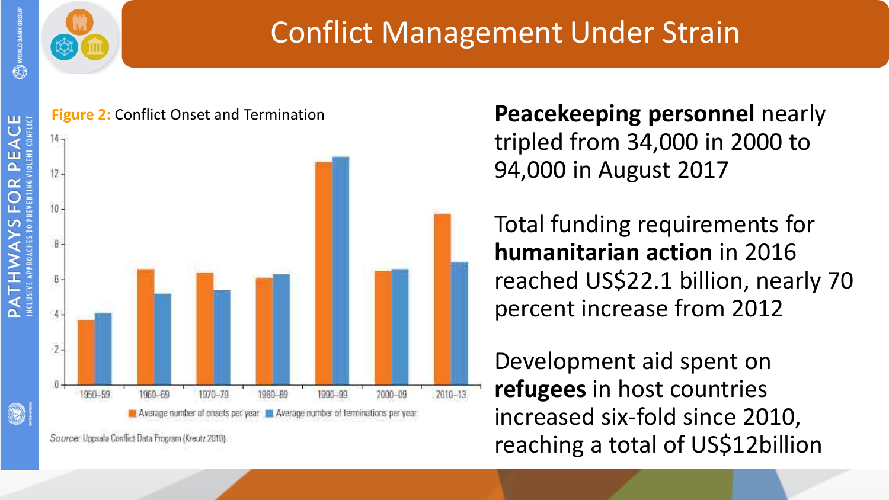# Conflict Management Under Strain

**Figure 2:** Conflict Onset and Termination

| Period | Average number of onsets per year | Average number of terminations per year |
|---|---|---|
| 1950–59 | ~3.7 | ~4.1 |
| 1960–69 | ~6.6 | ~5.2 |
| 1970–79 | ~6.4 | ~5.4 |
| 1980–89 | ~6.1 | ~6.3 |
| 1990–99 | ~12.7 | ~13 |
| 2000–09 | ~6.5 | ~6.6 |
| 2010–13 | ~9.8 | ~7 |

*Source:* Uppsala Conflict Data Program (Kreutz 2010).

**Peacekeeping personnel** nearly tripled from 34,000 in 2000 to 94,000 in August 2017

Total funding requirements for **humanitarian action** in 2016 reached US$22.1 billion, nearly 70 percent increase from 2012

Development aid spent on **refugees** in host countries increased six-fold since 2010, reaching a total of US$12billion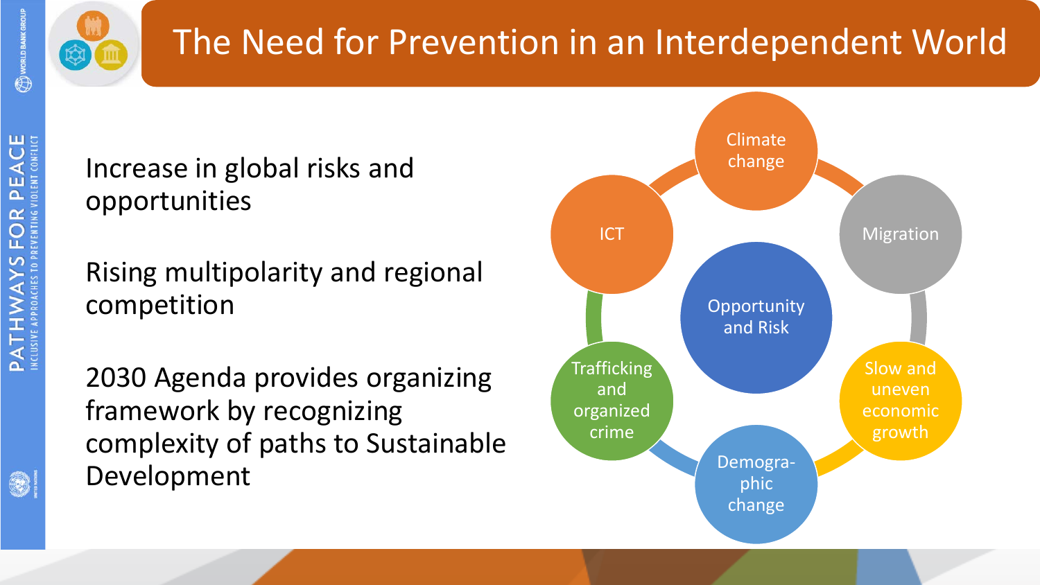# The Need for Prevention in an Interdependent World

Increase in global risks and opportunities

Rising multipolarity and regional competition

2030 Agenda provides organizing framework by recognizing complexity of paths to Sustainable Development

- Opportunity and Risk
  - Climate change
  - Migration
  - Slow and uneven economic growth
  - Demographic change
  - Trafficking and organized crime
  - ICT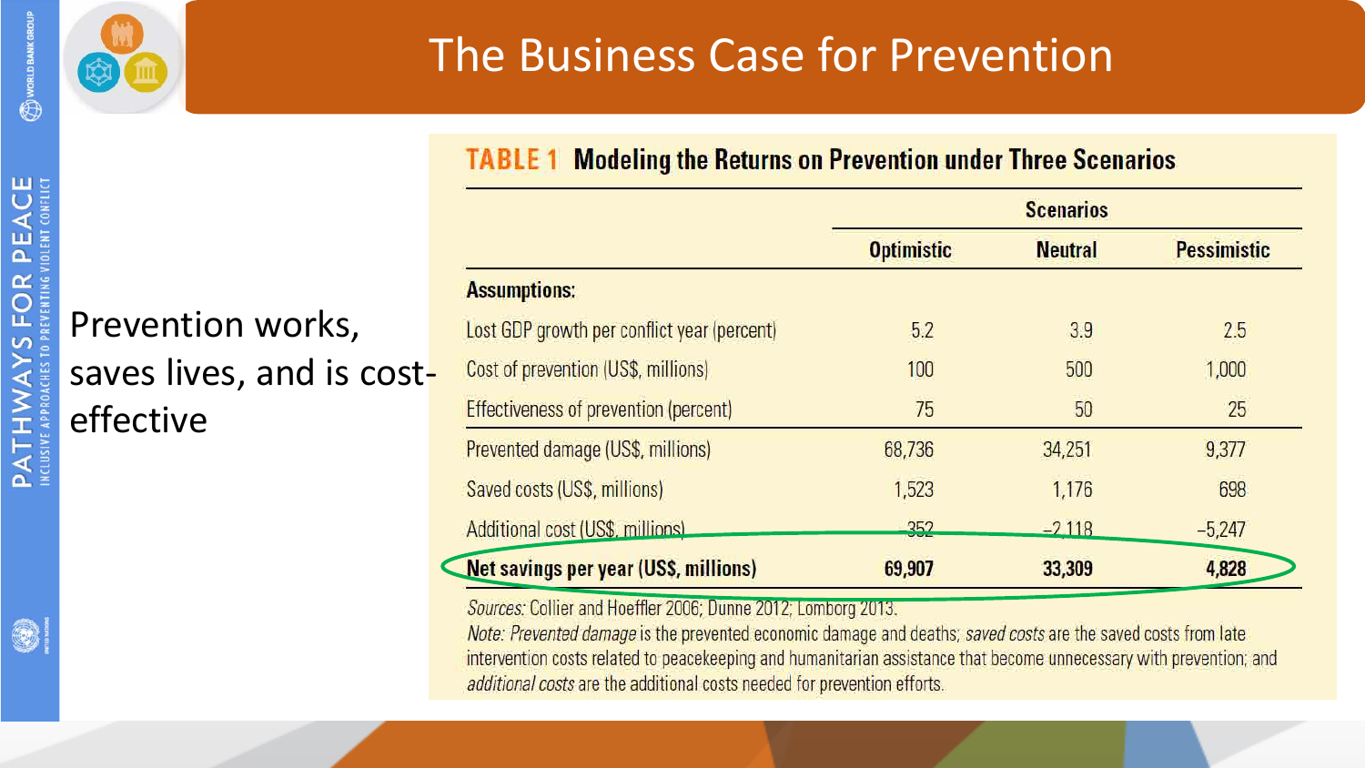# The Business Case for Prevention

Prevention works, saves lives, and is cost-effective

**TABLE 1 Modeling the Returns on Prevention under Three Scenarios**

| | Scenarios | | |
|---|---|---|---|
| | **Optimistic** | **Neutral** | **Pessimistic** |
| **Assumptions:** | | | |
| Lost GDP growth per conflict year (percent) | 5.2 | 3.9 | 2.5 |
| Cost of prevention (US$, millions) | 100 | 500 | 1,000 |
| Effectiveness of prevention (percent) | 75 | 50 | 25 |
| Prevented damage (US$, millions) | 68,736 | 34,251 | 9,377 |
| Saved costs (US$, millions) | 1,523 | 1,176 | 698 |
| Additional cost (US$, millions) | –352 | –2,118 | –5,247 |
| **Net savings per year (US$, millions)** | **69,907** | **33,309** | **4,828** |

*Sources:* Collier and Hoeffler 2006; Dunne 2012; Lomborg 2013.
*Note: Prevented damage* is the prevented economic damage and deaths; *saved costs* are the saved costs from late intervention costs related to peacekeeping and humanitarian assistance that become unnecessary with prevention; and *additional costs* are the additional costs needed for prevention efforts.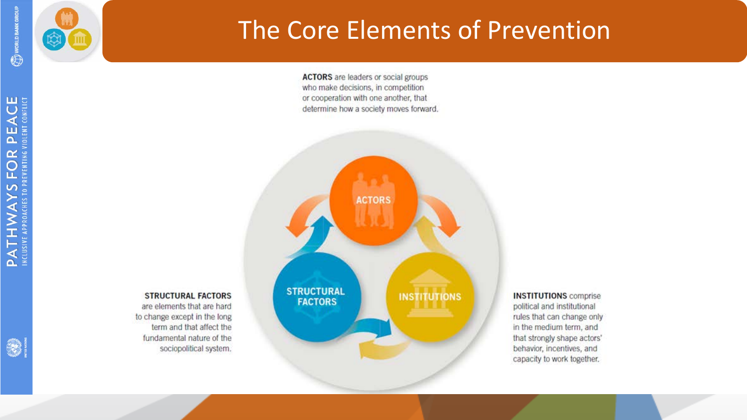# The Core Elements of Prevention

**ACTORS** are leaders or social groups who make decisions, in competition or cooperation with one another, that determine how a society moves forward.

ACTORS

STRUCTURAL FACTORS

INSTITUTIONS

**STRUCTURAL FACTORS** are elements that are hard to change except in the long term and that affect the fundamental nature of the sociopolitical system.

**INSTITUTIONS** comprise political and institutional rules that can change only in the medium term, and that strongly shape actors' behavior, incentives, and capacity to work together.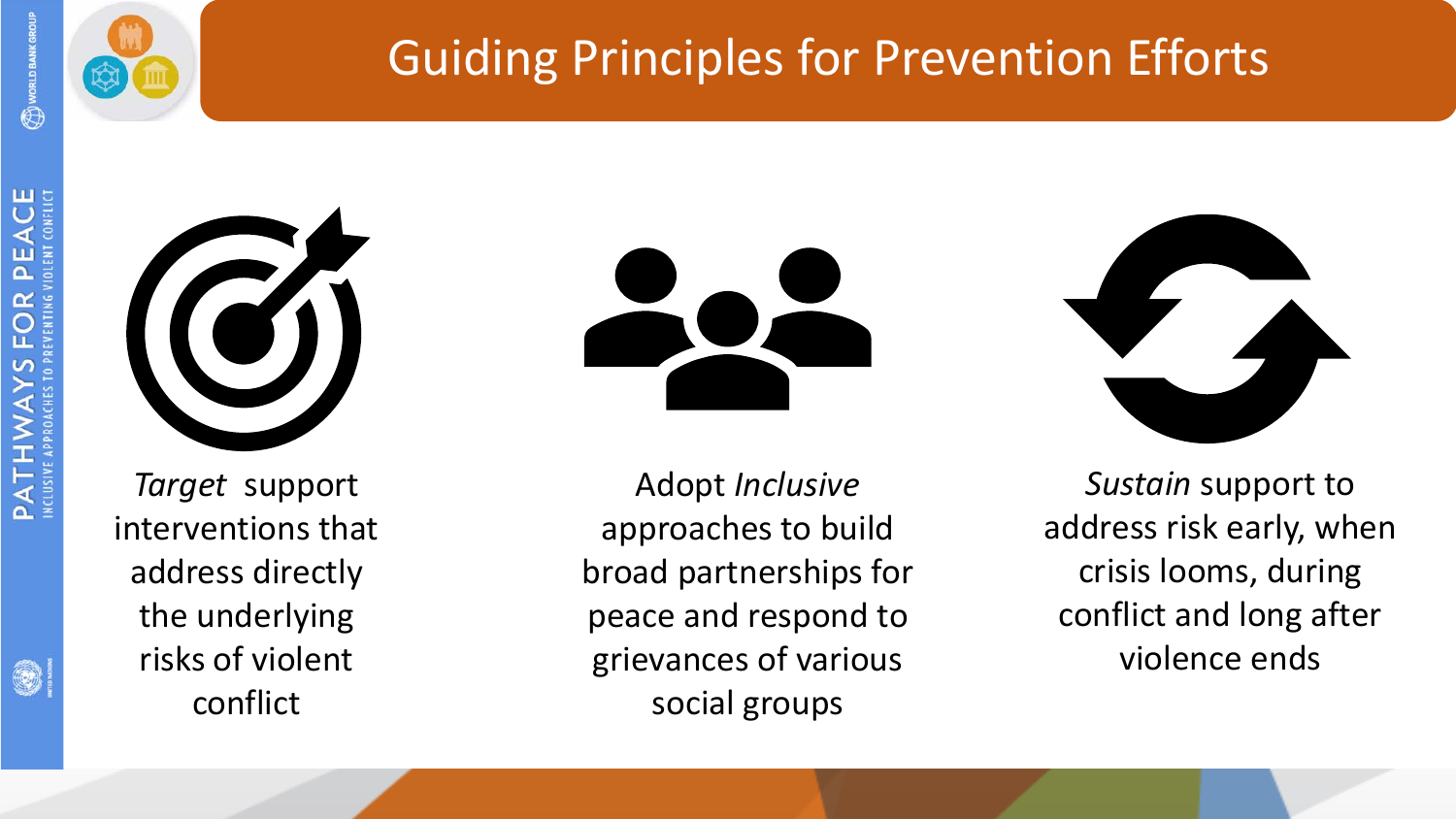# Guiding Principles for Prevention Efforts

*Target* support interventions that address directly the underlying risks of violent conflict

Adopt *Inclusive* approaches to build broad partnerships for peace and respond to grievances of various social groups

*Sustain* support to address risk early, when crisis looms, during conflict and long after violence ends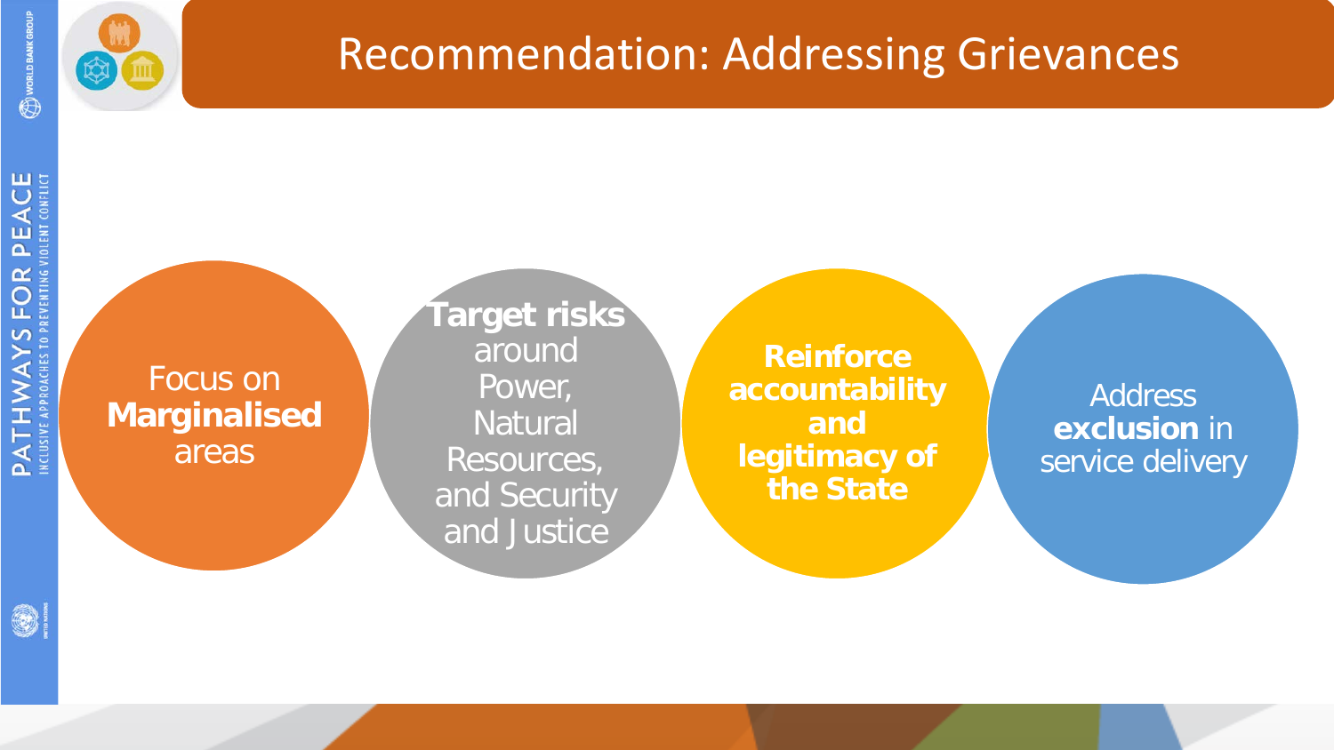# Recommendation: Addressing Grievances

- Focus on **Marginalised** areas
- **Target risks** around Power, Natural Resources, and Security and Justice
- **Reinforce accountability and legitimacy of the State**
- Address **exclusion** in service delivery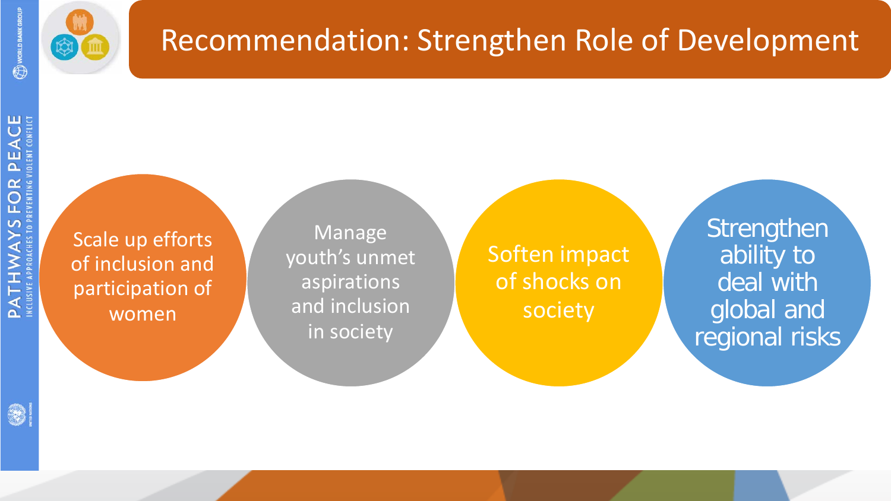# Recommendation: Strengthen Role of Development

- Scale up efforts of inclusion and participation of women
- Manage youth's unmet aspirations and inclusion in society
- Soften impact of shocks on society
- Strengthen ability to deal with global and regional risks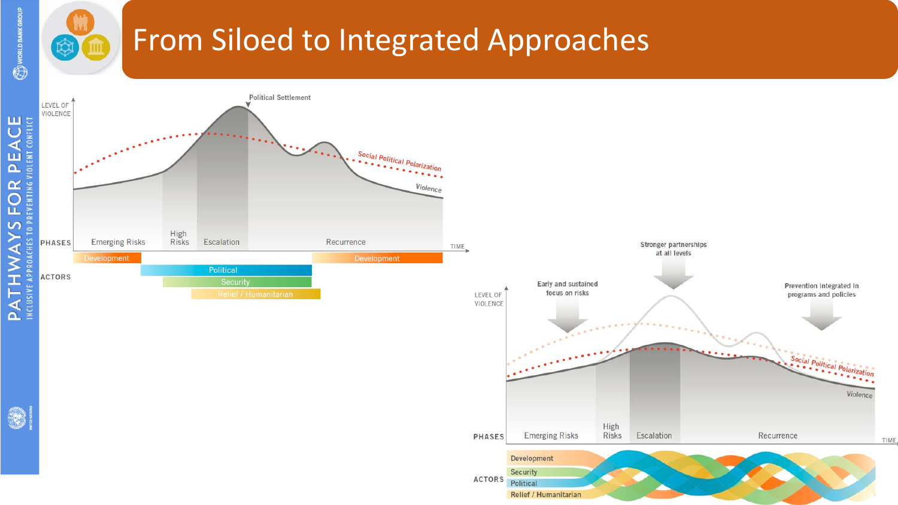# From Siloed to Integrated Approaches

LEVEL OF VIOLENCE

Political Settlement

Social Political Polarization

Violence

PHASES: Emerging Risks | High Risks | Escalation | Recurrence

TIME

ACTORS: Development | Political | Security | Relief / Humanitarian | Development

Stronger partnerships at all levels

Early and sustained focus on risks

Prevention integrated in programs and policies

LEVEL OF VIOLENCE

Social Political Polarization

Violence

PHASES: Emerging Risks | High Risks | Escalation | Recurrence

TIME

ACTORS: Development | Security | Political | Relief / Humanitarian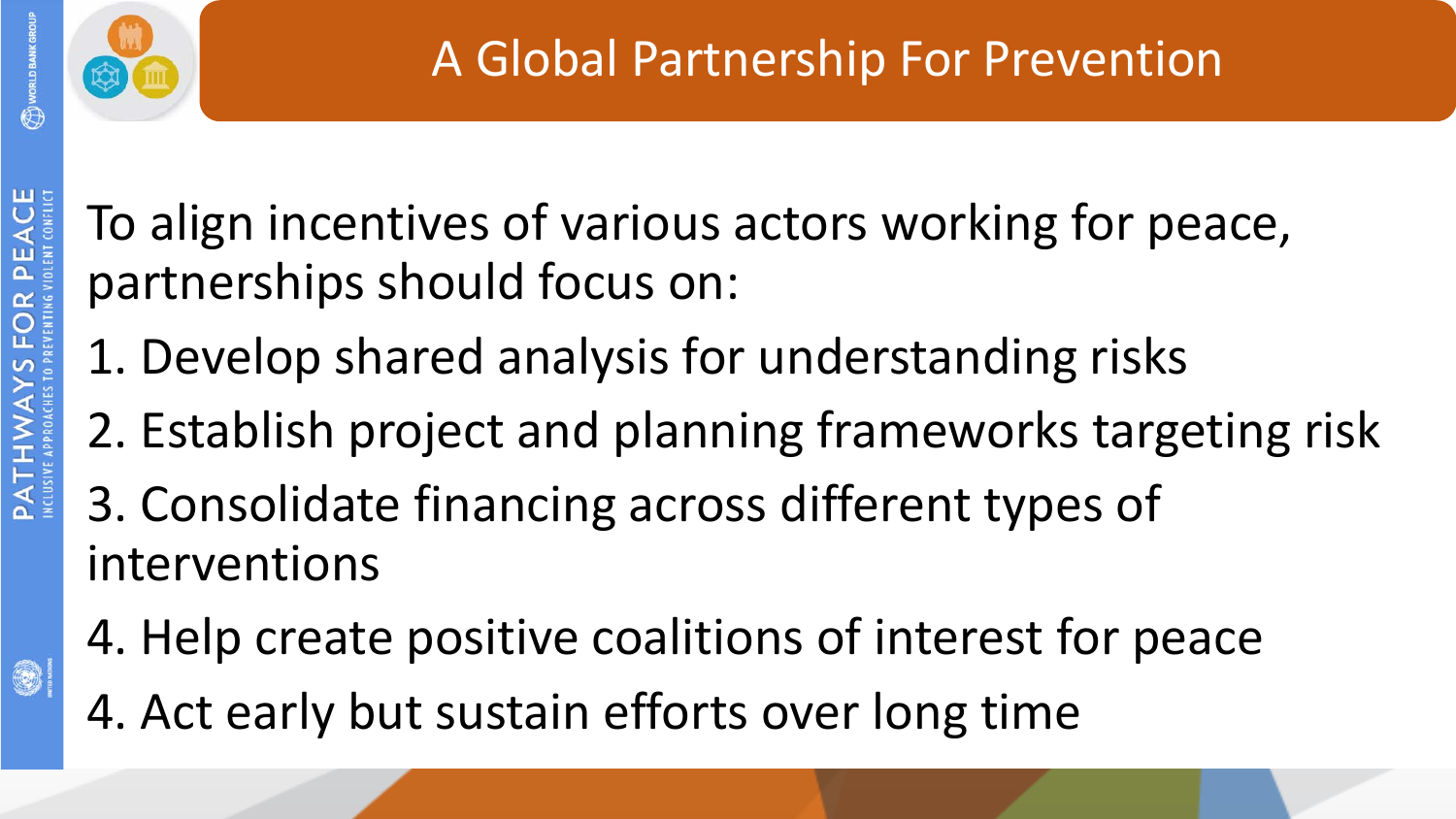# A Global Partnership For Prevention

To align incentives of various actors working for peace, partnerships should focus on:

1. Develop shared analysis for understanding risks
2. Establish project and planning frameworks targeting risk
3. Consolidate financing across different types of interventions
4. Help create positive coalitions of interest for peace
4. Act early but sustain efforts over long time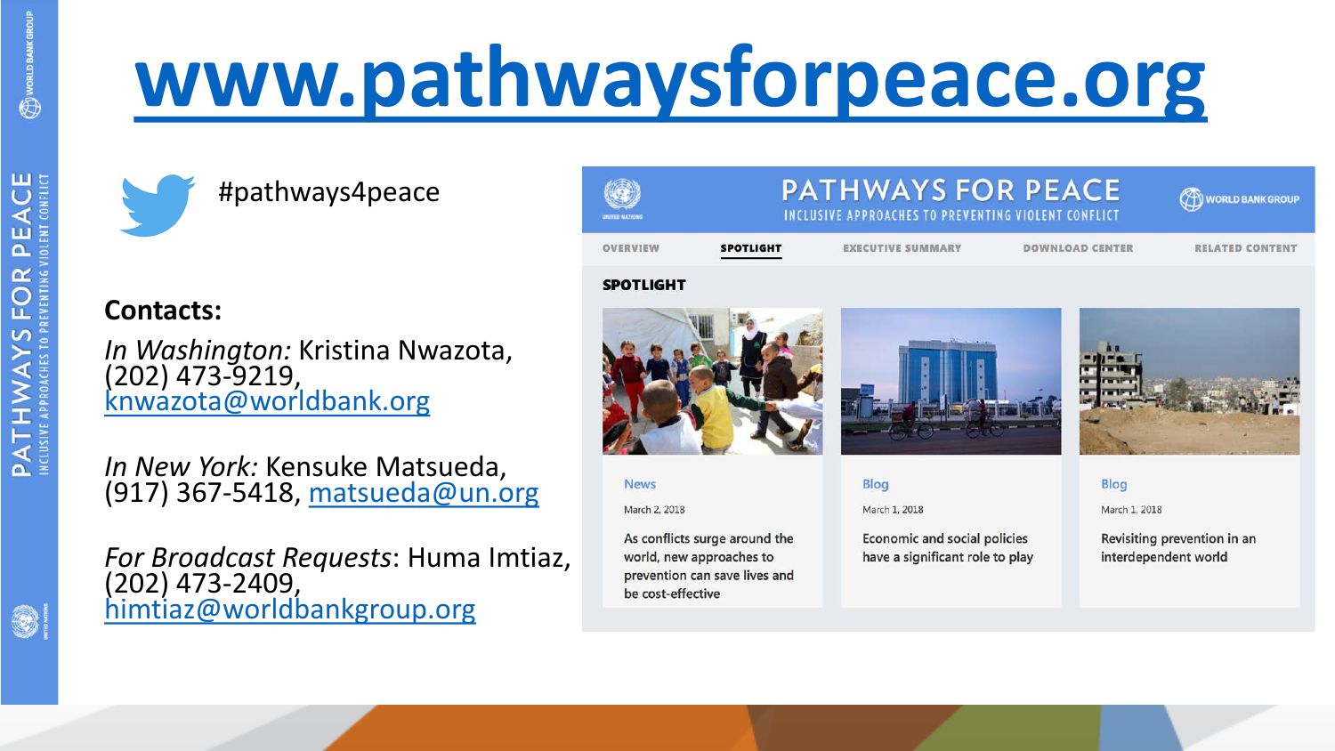# www.pathwaysforpeace.org

#pathways4peace

**Contacts:**

*In Washington:* Kristina Nwazota, (202) 473-9219, knwazota@worldbank.org

*In New York:* Kensuke Matsueda, (917) 367-5418, matsueda@un.org

*For Broadcast Requests*: Huma Imtiaz, (202) 473-2409, himtiaz@worldbankgroup.org

PATHWAYS FOR PEACE

INCLUSIVE APPROACHES TO PREVENTING VIOLENT CONFLICT

OVERVIEW | SPOTLIGHT | EXECUTIVE SUMMARY | DOWNLOAD CENTER | RELATED CONTENT

**SPOTLIGHT**

News
March 2, 2018
As conflicts surge around the world, new approaches to prevention can save lives and be cost-effective

Blog
March 1, 2018
Economic and social policies have a significant role to play

Blog
March 1, 2018
Revisiting prevention in an interdependent world